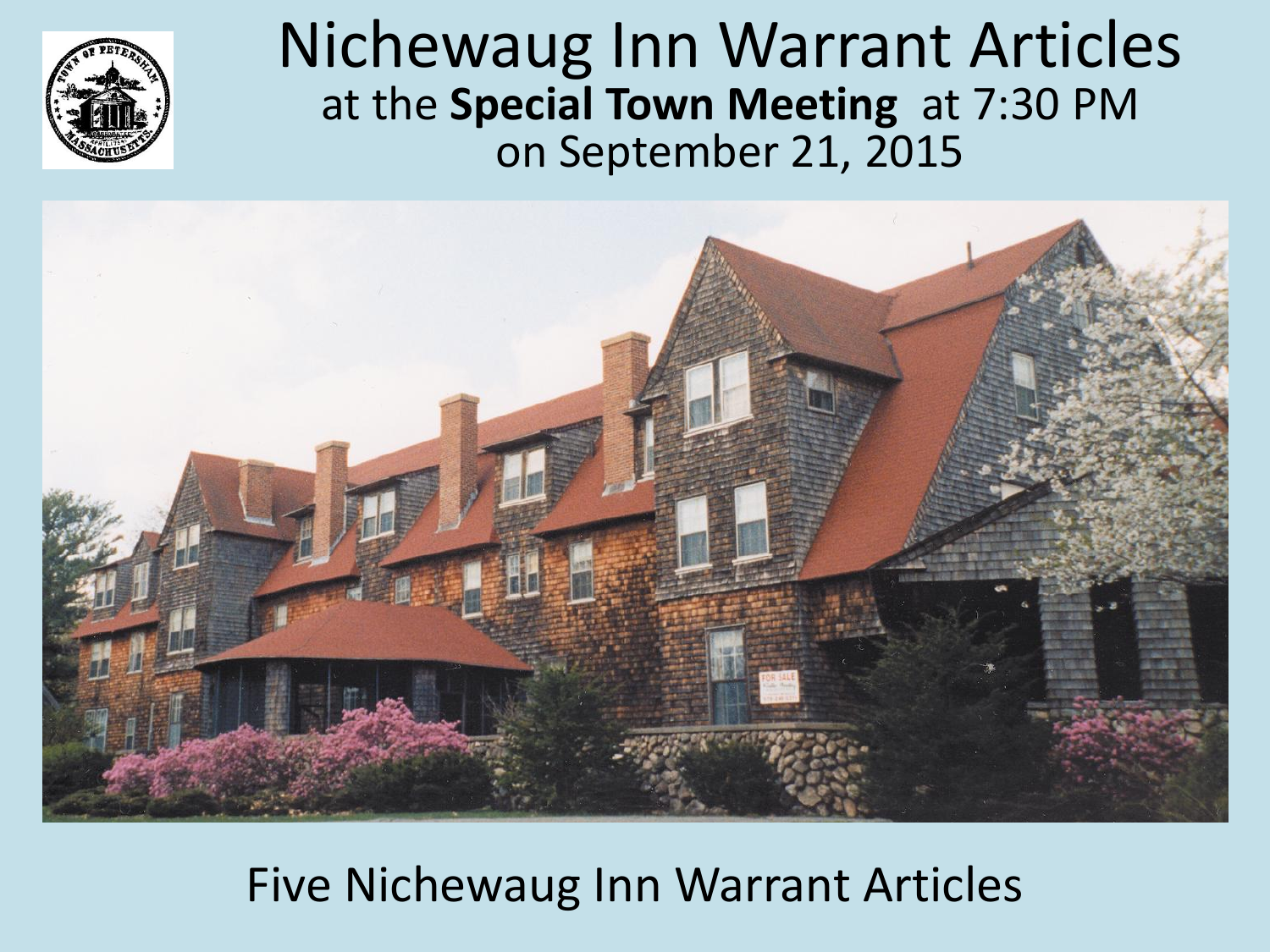# Nichewaug Inn Warrant Articles

at the **Special Town Meeting** at 7:30 PM on September 21, 2015

Five Nichewaug Inn Warrant Articles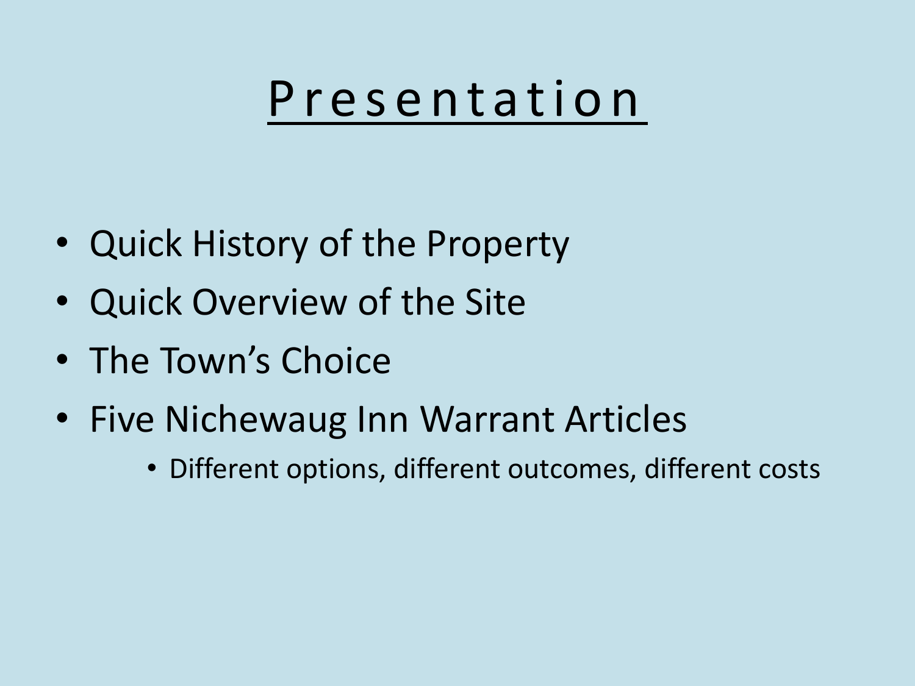# Presentation

- Quick History of the Property
- Quick Overview of the Site
- The Town's Choice
- Five Nichewaug Inn Warrant Articles
  - Different options, different outcomes, different costs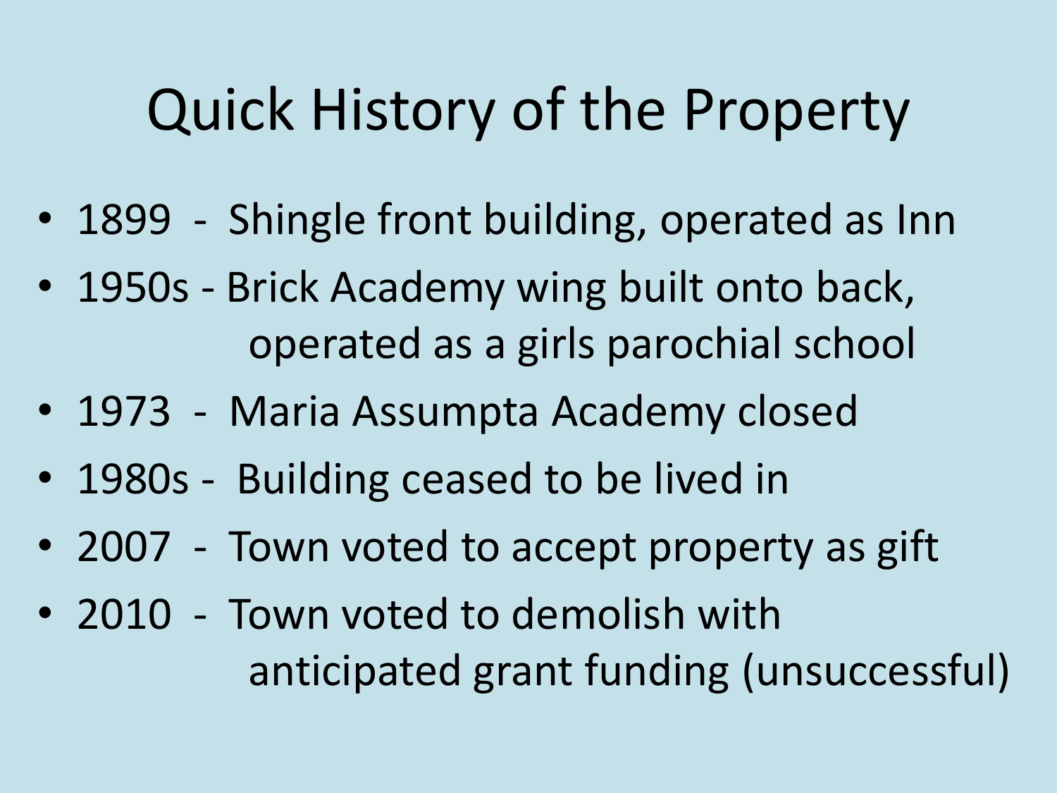# Quick History of the Property

- 1899 - Shingle front building, operated as Inn
- 1950s - Brick Academy wing built onto back, operated as a girls parochial school
- 1973 - Maria Assumpta Academy closed
- 1980s - Building ceased to be lived in
- 2007 - Town voted to accept property as gift
- 2010 - Town voted to demolish with anticipated grant funding (unsuccessful)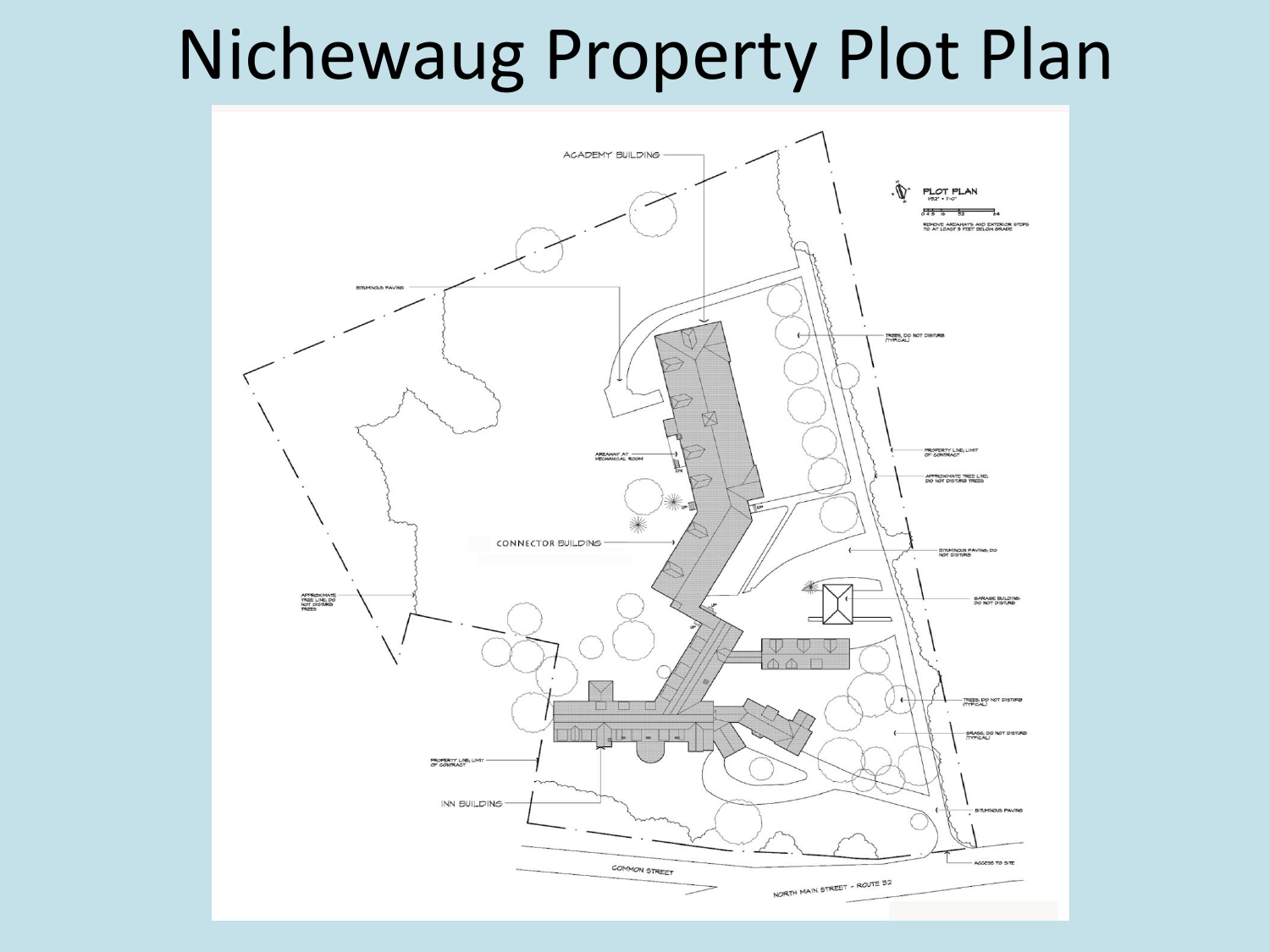# Nichewaug Property Plot Plan

ACADEMY BUILDING

PLOT PLAN
1/32" = 1'-0"
0 4 8 16 32 64

REMOVE AREAWAYS AND EXTERIOR STEPS TO AT LEAST 3 FEET BELOW GRADE

BITUMINOUS PAVING

TREES, DO NOT DISTURB (TYPICAL)

AREAWAY AT MECHANICAL ROOM

PROPERTY LINE, LIMIT OF CONTRACT

APPROXIMATE TREE LINE, DO NOT DISTURB TREES

CONNECTOR BUILDING

BITUMINOUS PAVING, DO NOT DISTURB

APPROXIMATE TREE LINE, DO NOT DISTURB TREES

GARAGE BUILDING, DO NOT DISTURB

TREES, DO NOT DISTURB (TYPICAL)

GRASS, DO NOT DISTURB (TYPICAL)

PROPERTY LINE, LIMIT OF CONTRACT

INN BUILDING

BITUMINOUS PAVING

ACCESS TO SITE

COMMON STREET

NORTH MAIN STREET - ROUTE 32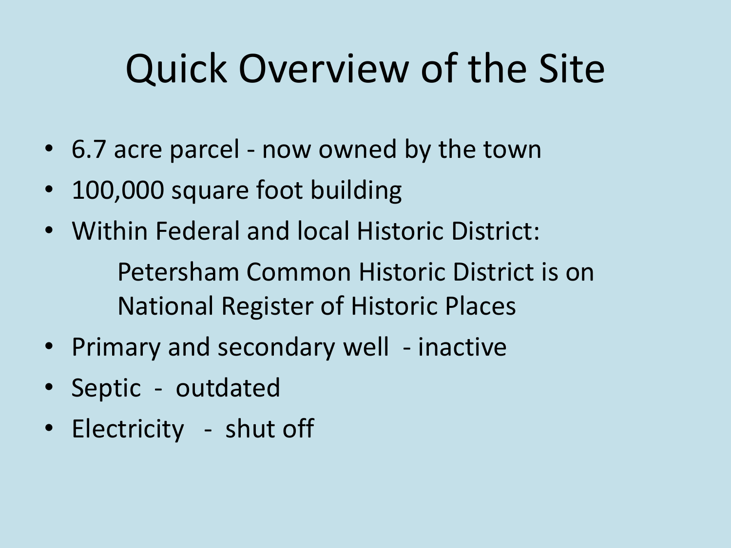# Quick Overview of the Site

- 6.7 acre parcel - now owned by the town
- 100,000 square foot building
- Within Federal and local Historic District:

  Petersham Common Historic District is on National Register of Historic Places
- Primary and secondary well - inactive
- Septic - outdated
- Electricity - shut off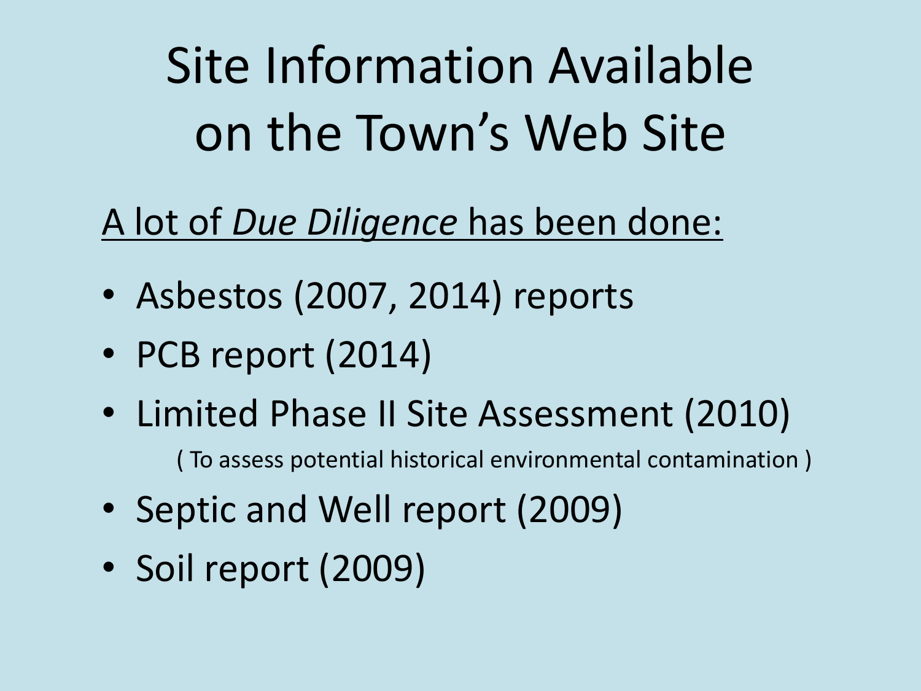# Site Information Available on the Town's Web Site

A lot of *Due Diligence* has been done:

- Asbestos (2007, 2014) reports
- PCB report (2014)
- Limited Phase II Site Assessment (2010)
  ( To assess potential historical environmental contamination )
- Septic and Well report (2009)
- Soil report (2009)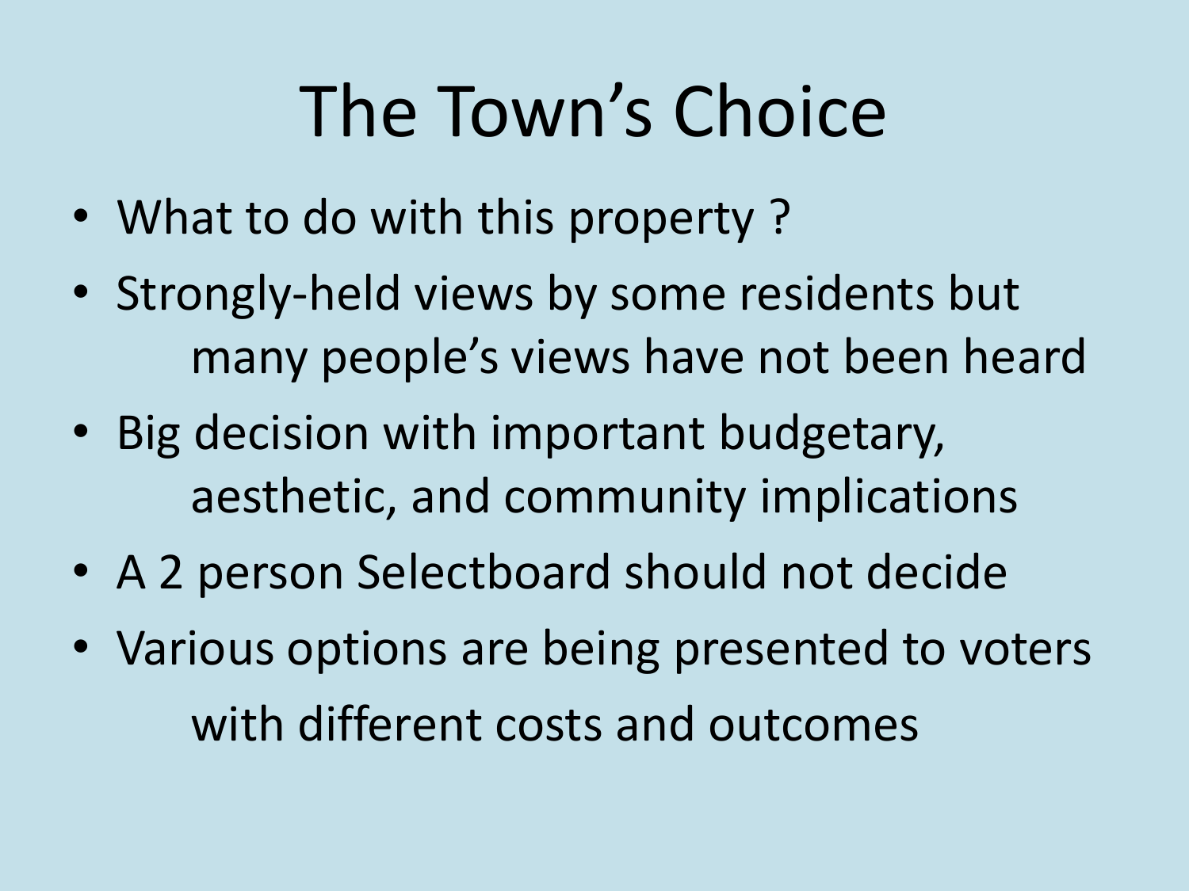# The Town's Choice

- What to do with this property ?
- Strongly-held views by some residents but many people's views have not been heard
- Big decision with important budgetary, aesthetic, and community implications
- A 2 person Selectboard should not decide
- Various options are being presented to voters with different costs and outcomes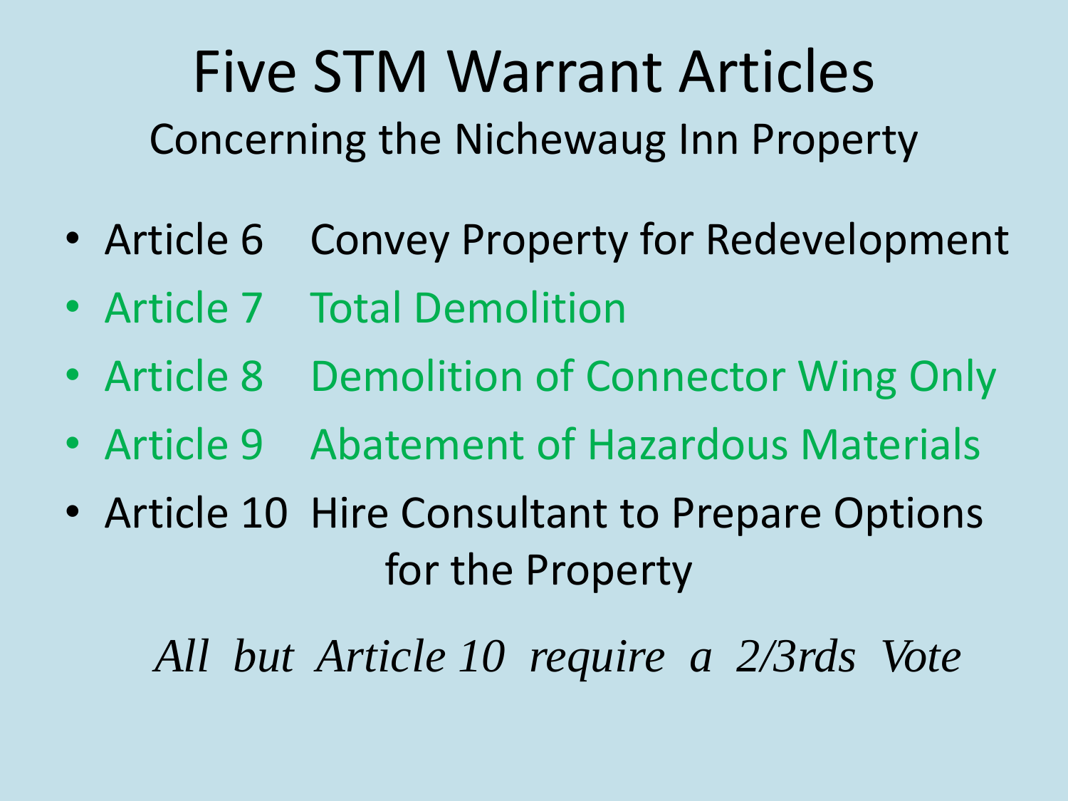# Five STM Warrant Articles

## Concerning the Nichewaug Inn Property

- Article 6 Convey Property for Redevelopment
- Article 7 Total Demolition
- Article 8 Demolition of Connector Wing Only
- Article 9 Abatement of Hazardous Materials
- Article 10 Hire Consultant to Prepare Options for the Property

*All but Article 10 require a 2/3rds Vote*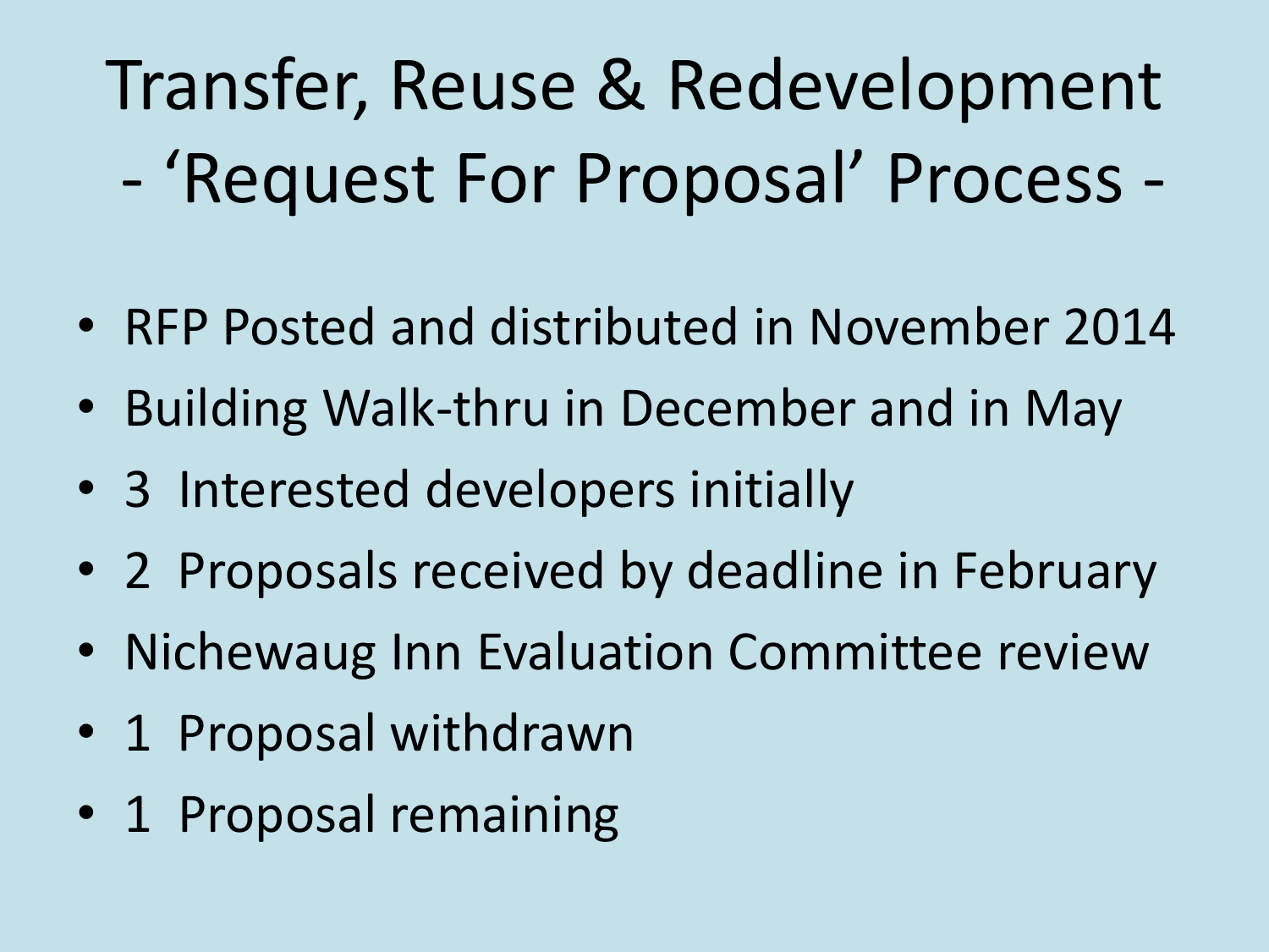# Transfer, Reuse & Redevelopment - 'Request For Proposal' Process -

- RFP Posted and distributed in November 2014
- Building Walk-thru in December and in May
- 3 Interested developers initially
- 2 Proposals received by deadline in February
- Nichewaug Inn Evaluation Committee review
- 1 Proposal withdrawn
- 1 Proposal remaining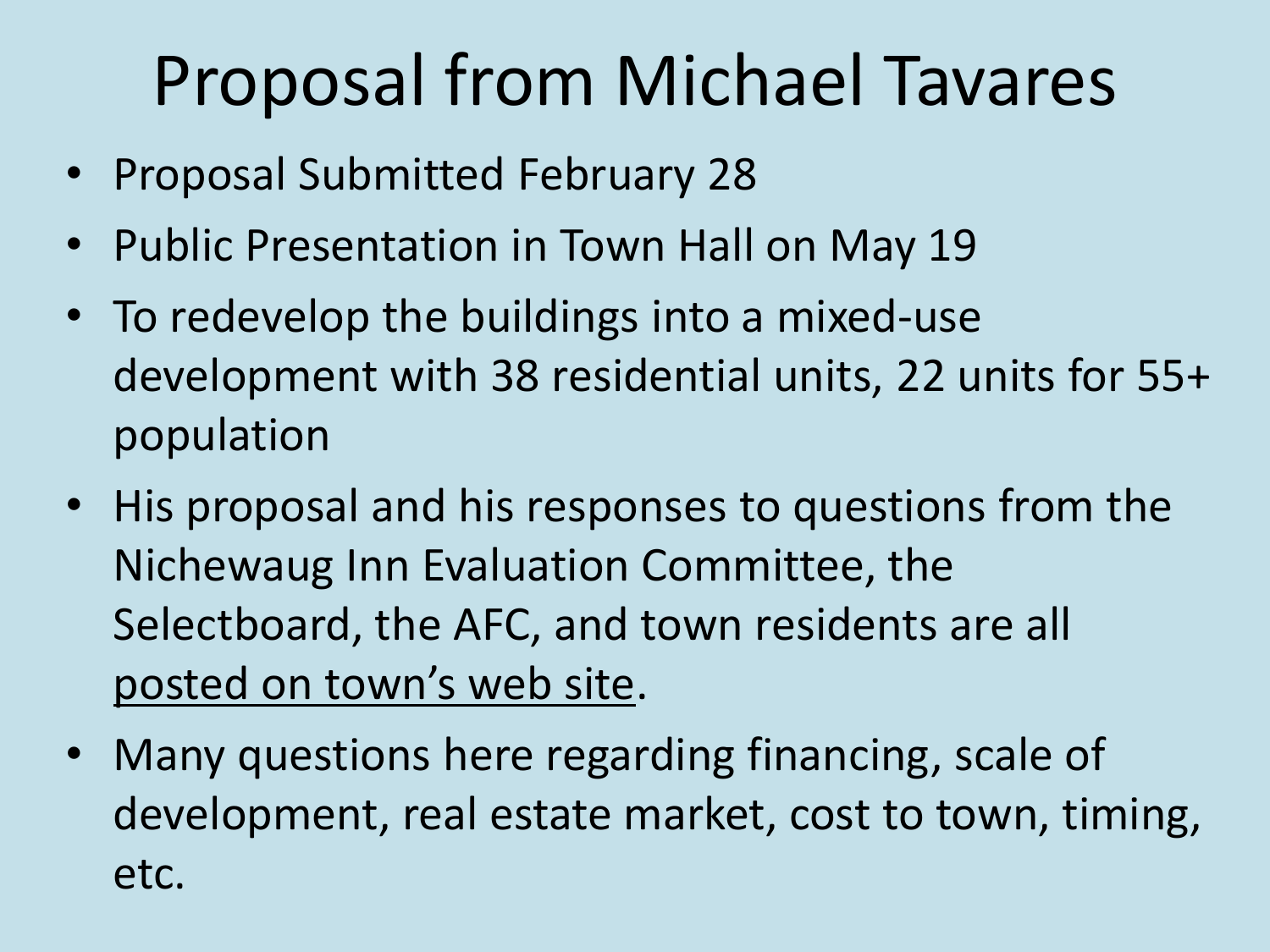# Proposal from Michael Tavares

- Proposal Submitted February 28
- Public Presentation in Town Hall on May 19
- To redevelop the buildings into a mixed-use development with 38 residential units, 22 units for 55+ population
- His proposal and his responses to questions from the Nichewaug Inn Evaluation Committee, the Selectboard, the AFC, and town residents are all posted on town's web site.
- Many questions here regarding financing, scale of development, real estate market, cost to town, timing, etc.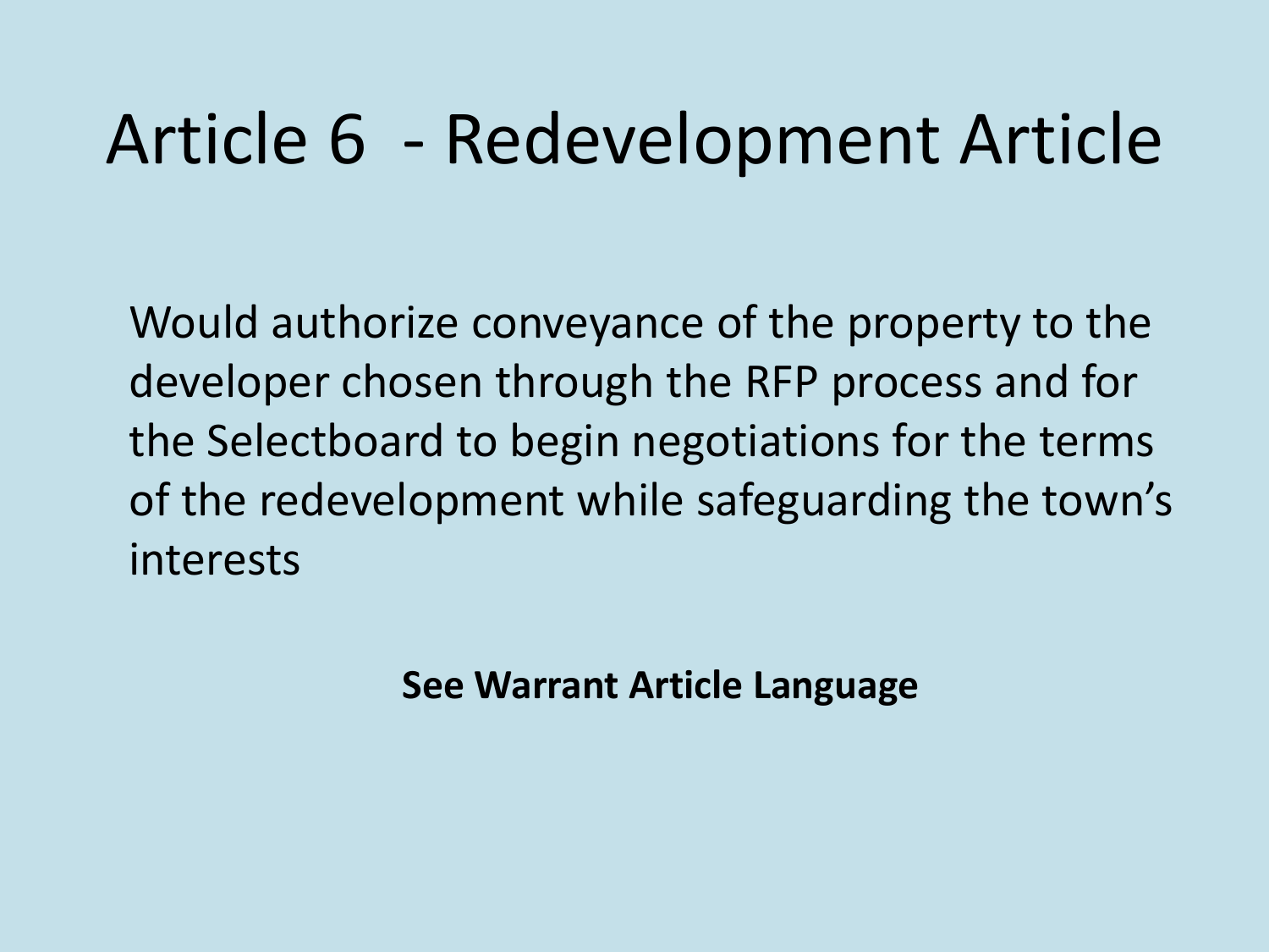# Article 6 - Redevelopment Article

Would authorize conveyance of the property to the developer chosen through the RFP process and for the Selectboard to begin negotiations for the terms of the redevelopment while safeguarding the town's interests

**See Warrant Article Language**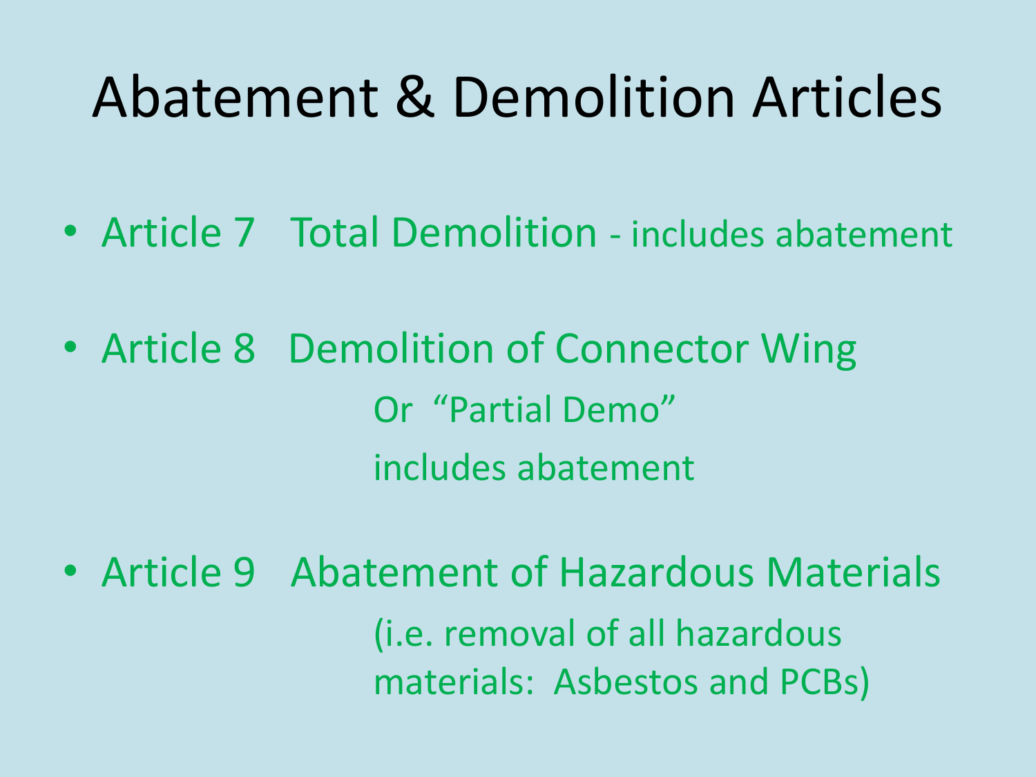# Abatement & Demolition Articles

- Article 7 Total Demolition - includes abatement
- Article 8 Demolition of Connector Wing
  Or "Partial Demo"
  includes abatement
- Article 9 Abatement of Hazardous Materials
  (i.e. removal of all hazardous materials: Asbestos and PCBs)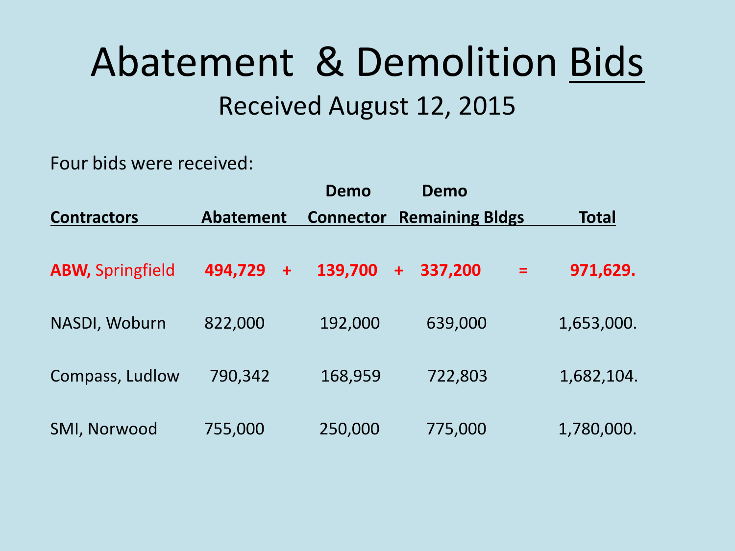# Abatement & Demolition Bids

## Received August 12, 2015

Four bids were received:

| Contractors | Abatement | | Demo Connector | | Demo Remaining Bldgs | | Total |
|---|---|---|---|---|---|---|---|
| **ABW,** Springfield | **494,729** | **+** | **139,700** | **+** | **337,200** | **=** | **971,629.** |
| NASDI, Woburn | 822,000 | | 192,000 | | 639,000 | | 1,653,000. |
| Compass, Ludlow | 790,342 | | 168,959 | | 722,803 | | 1,682,104. |
| SMI, Norwood | 755,000 | | 250,000 | | 775,000 | | 1,780,000. |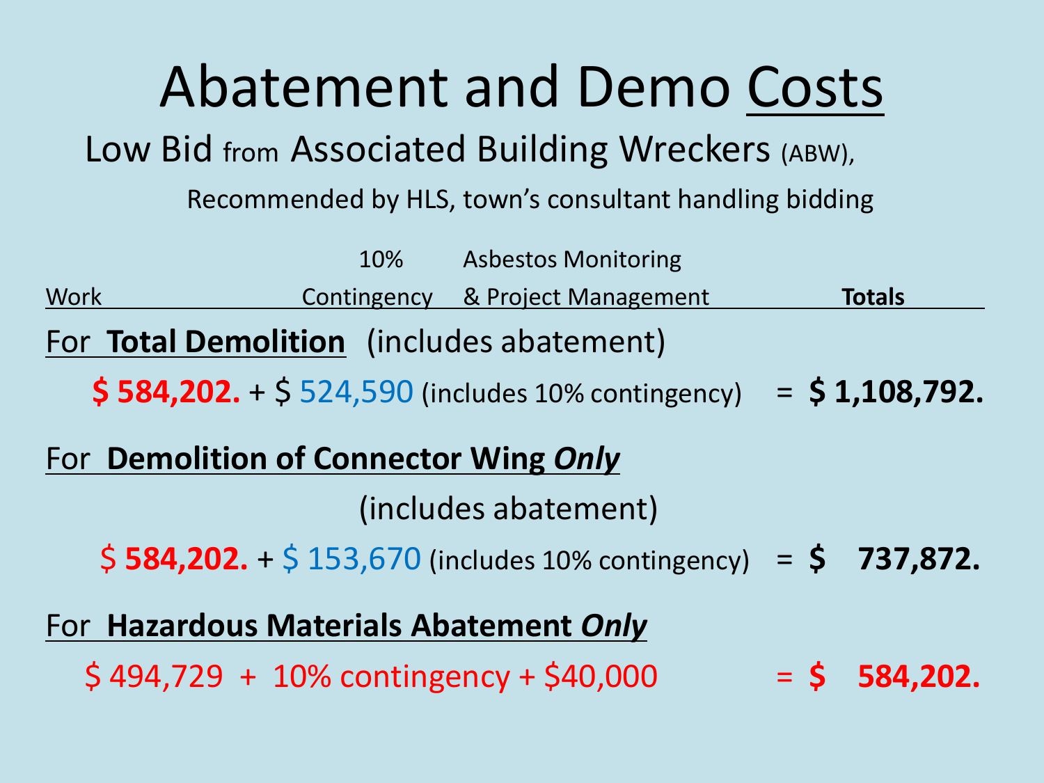# Abatement and Demo Costs

Low Bid from Associated Building Wreckers (ABW),

Recommended by HLS, town's consultant handling bidding

| Work | 10% Contingency | Asbestos Monitoring & Project Management | Totals |
|---|---|---|---|

**For Total Demolition** (includes abatement)

**$ 584,202.** + $ 524,590 (includes 10% contingency) = **$ 1,108,792.**

**For Demolition of Connector Wing *Only***

(includes abatement)

$ **584,202.** + $ 153,670 (includes 10% contingency) = **$ 737,872.**

**For Hazardous Materials Abatement *Only***

$ 494,729 + 10% contingency + $40,000 = **$ 584,202.**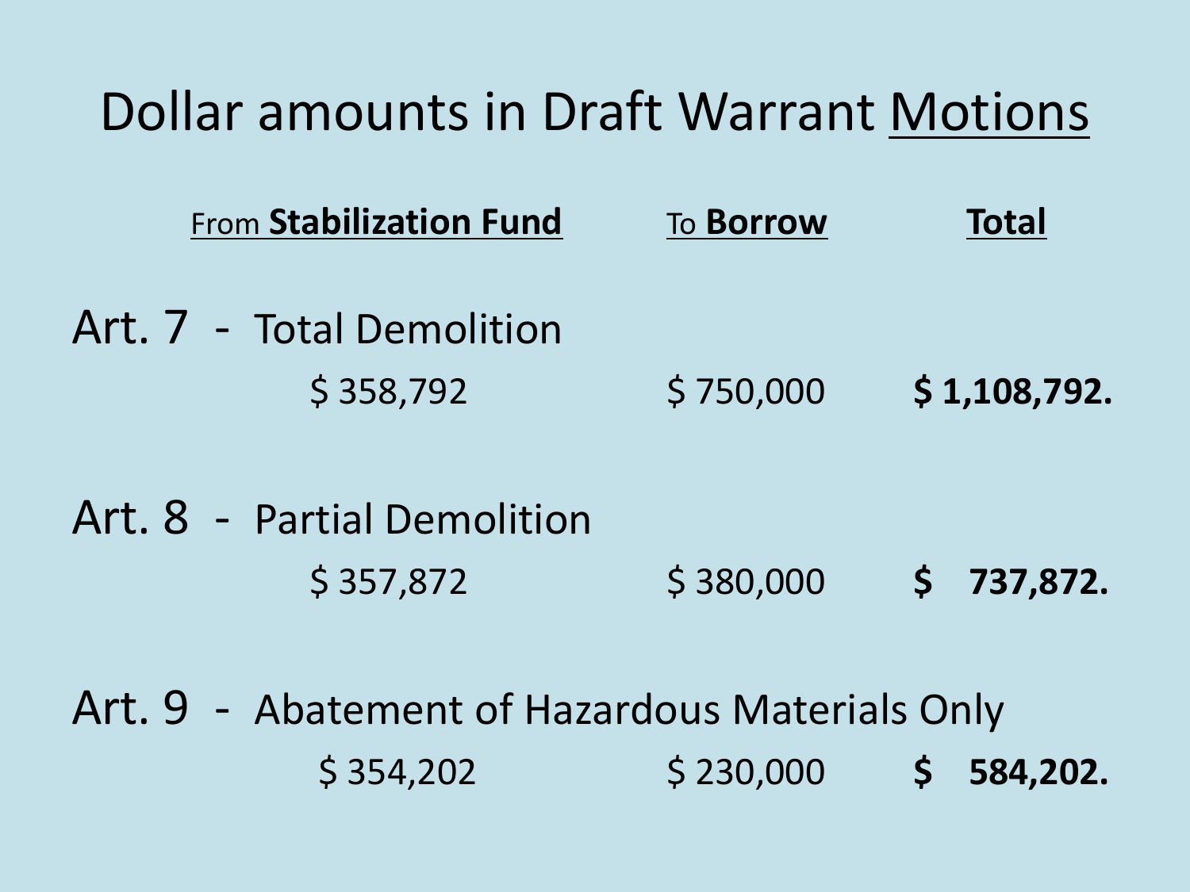# Dollar amounts in Draft Warrant Motions

| | From **Stabilization Fund** | To **Borrow** | **Total** |
|---|---|---|---|
| Art. 7 - Total Demolition | $ 358,792 | $ 750,000 | **$ 1,108,792.** |
| Art. 8 - Partial Demolition | $ 357,872 | $ 380,000 | **$ 737,872.** |
| Art. 9 - Abatement of Hazardous Materials Only | $ 354,202 | $ 230,000 | **$ 584,202.** |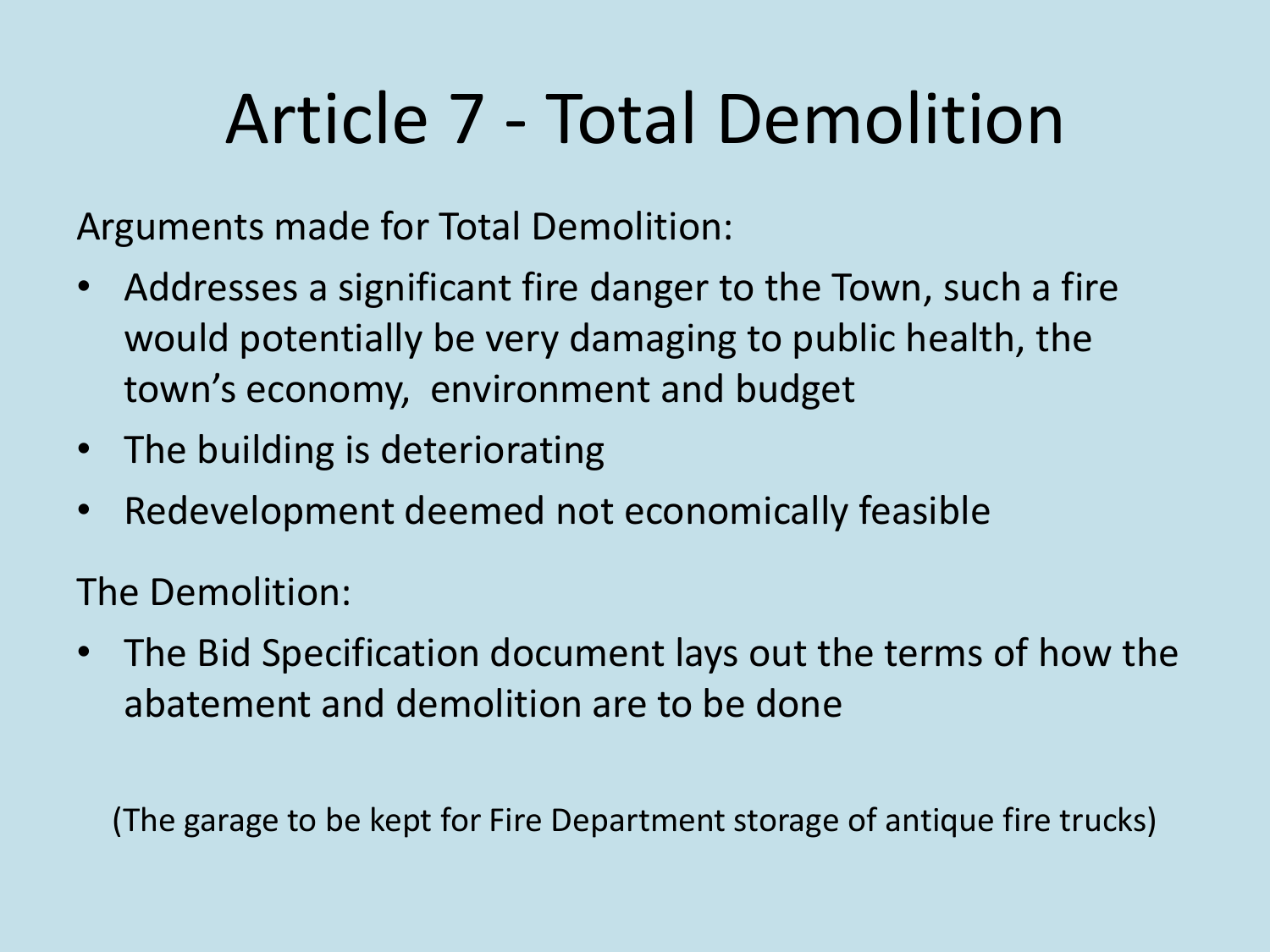# Article 7 - Total Demolition

Arguments made for Total Demolition:

- Addresses a significant fire danger to the Town, such a fire would potentially be very damaging to public health, the town's economy, environment and budget
- The building is deteriorating
- Redevelopment deemed not economically feasible

The Demolition:

- The Bid Specification document lays out the terms of how the abatement and demolition are to be done

(The garage to be kept for Fire Department storage of antique fire trucks)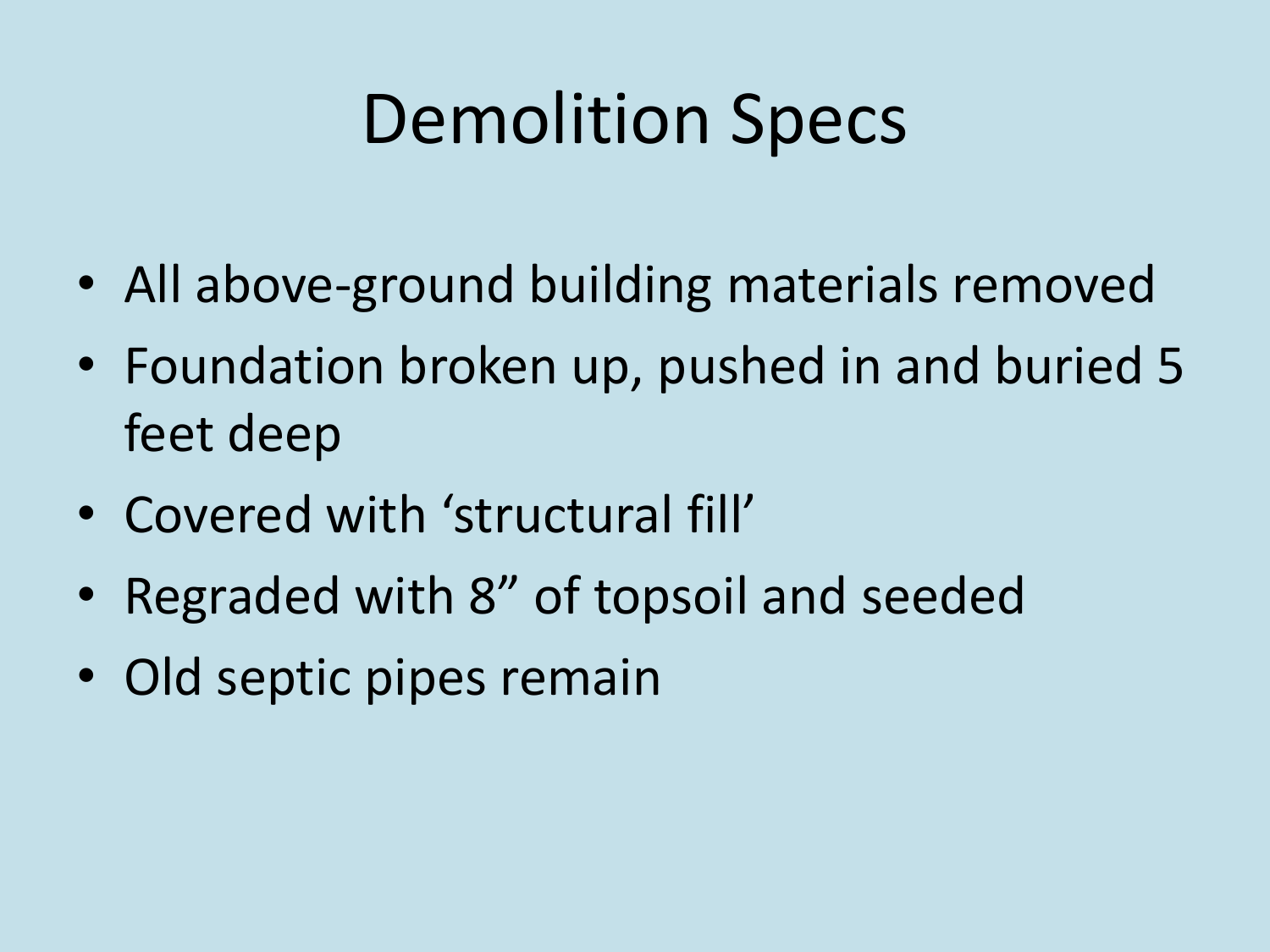# Demolition Specs

- All above-ground building materials removed
- Foundation broken up, pushed in and buried 5 feet deep
- Covered with 'structural fill'
- Regraded with 8" of topsoil and seeded
- Old septic pipes remain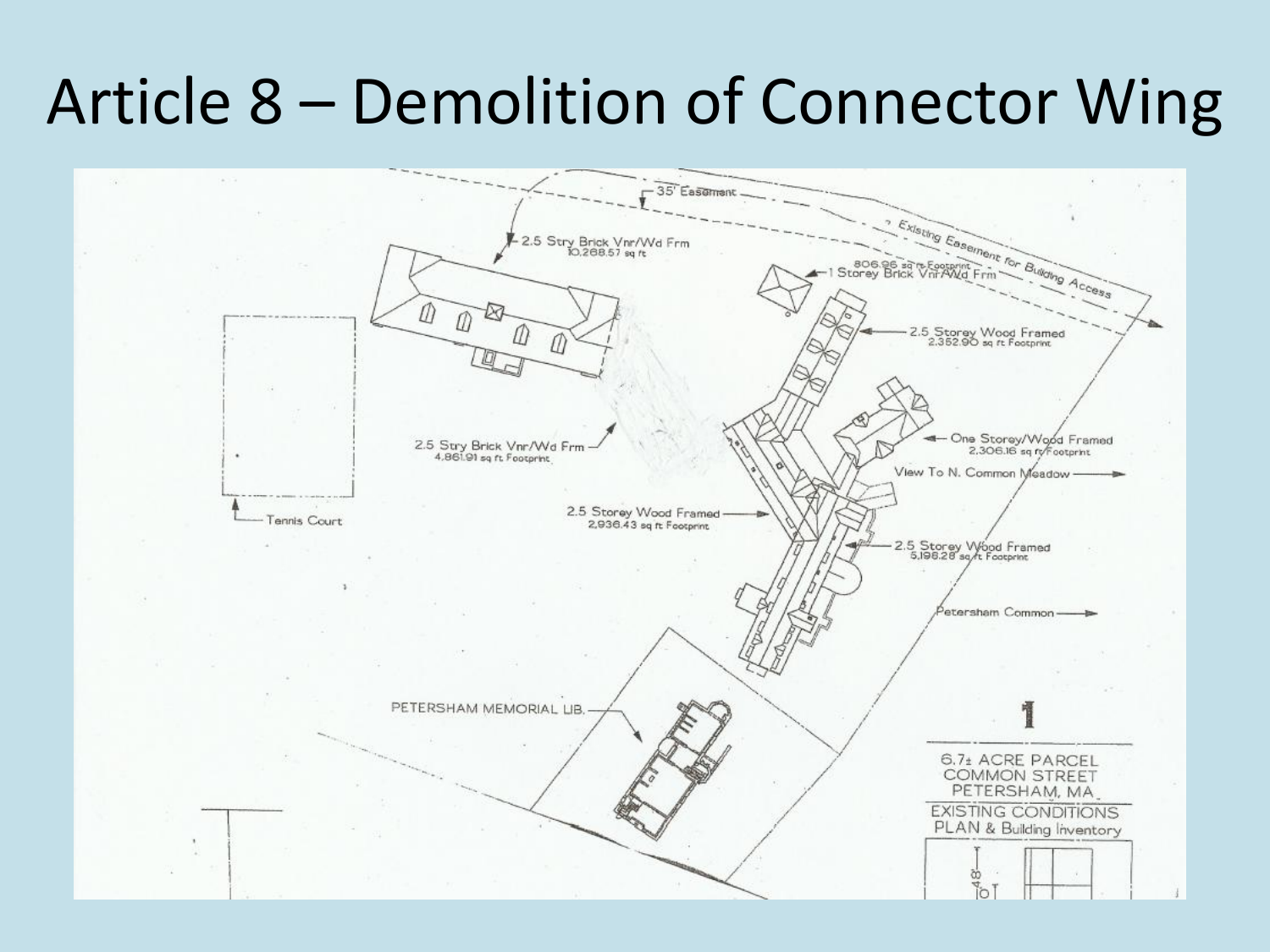# Article 8 – Demolition of Connector Wing

35' Easement

Existing Easement for Building Access

2.5 Stry Brick Vnr/Wd Frm
10,288.57 sq ft

806.96 sq ft Footprint
1 Storey Brick Vnr/Wd Frm

2.5 Storey Wood Framed
2,352.90 sq ft Footprint

Tennis Court

2.5 Stry Brick Vnr/Wd Frm
4,861.91 sq ft Footprint

One Storey/Wood Framed
2,306.16 sq ft Footprint

View To N. Common Meadow

2.5 Storey Wood Framed
2,936.43 sq ft Footprint

2.5 Storey Wood Framed
5,198.28 sq ft Footprint

Petersham Common

PETERSHAM MEMORIAL LIB.

1

6.7± ACRE PARCEL
COMMON STREET
PETERSHAM, MA

EXISTING CONDITIONS
PLAN & Building Inventory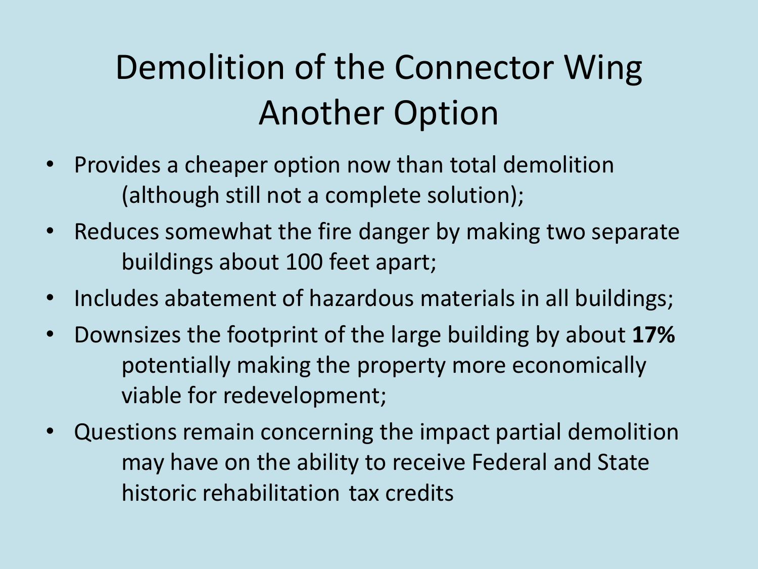# Demolition of the Connector Wing
# Another Option

- Provides a cheaper option now than total demolition (although still not a complete solution);
- Reduces somewhat the fire danger by making two separate buildings about 100 feet apart;
- Includes abatement of hazardous materials in all buildings;
- Downsizes the footprint of the large building by about **17%** potentially making the property more economically viable for redevelopment;
- Questions remain concerning the impact partial demolition may have on the ability to receive Federal and State historic rehabilitation tax credits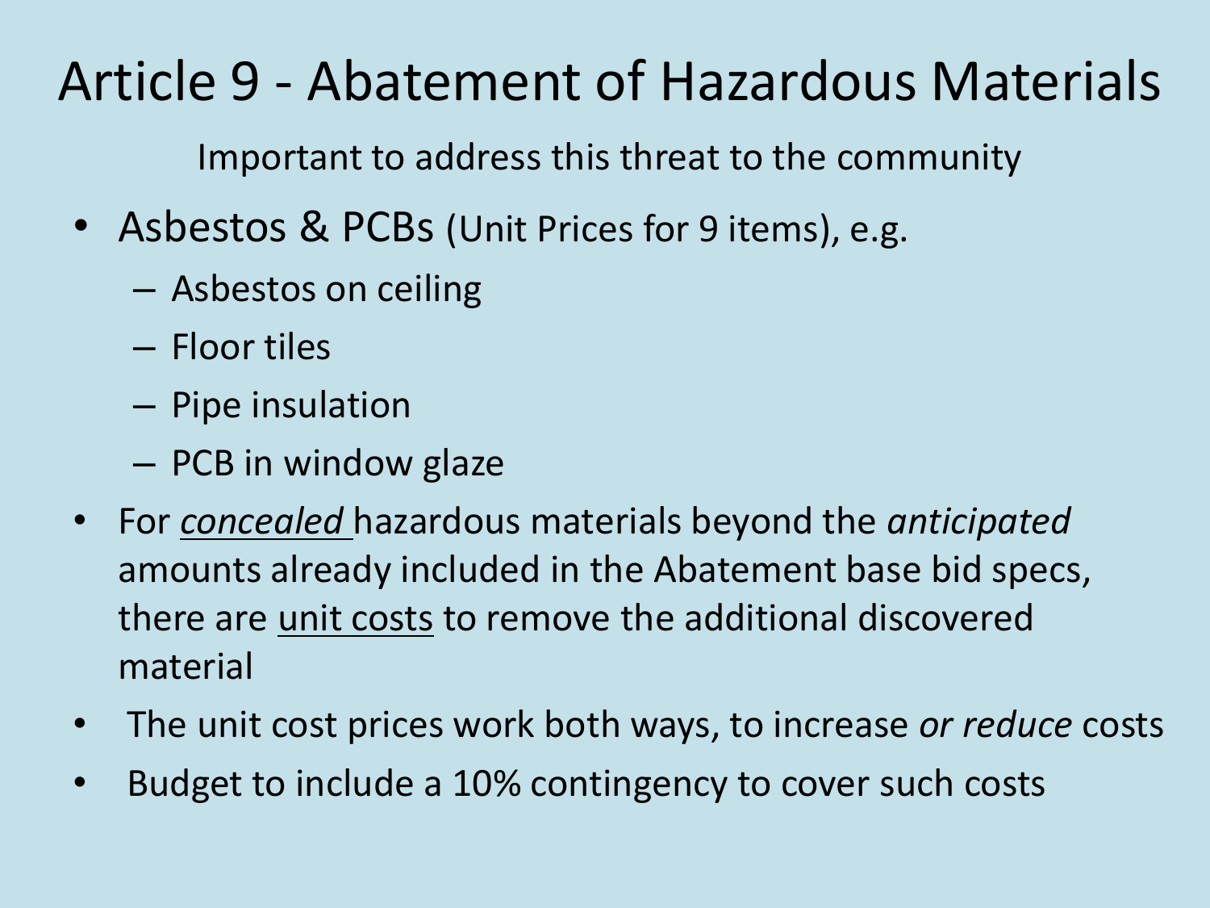# Article 9 - Abatement of Hazardous Materials

Important to address this threat to the community

- Asbestos & PCBs (Unit Prices for 9 items), e.g.
  - Asbestos on ceiling
  - Floor tiles
  - Pipe insulation
  - PCB in window glaze
- For <u>*concealed*</u> hazardous materials beyond the *anticipated* amounts already included in the Abatement base bid specs, there are <u>unit costs</u> to remove the additional discovered material
- The unit cost prices work both ways, to increase *or reduce* costs
- Budget to include a 10% contingency to cover such costs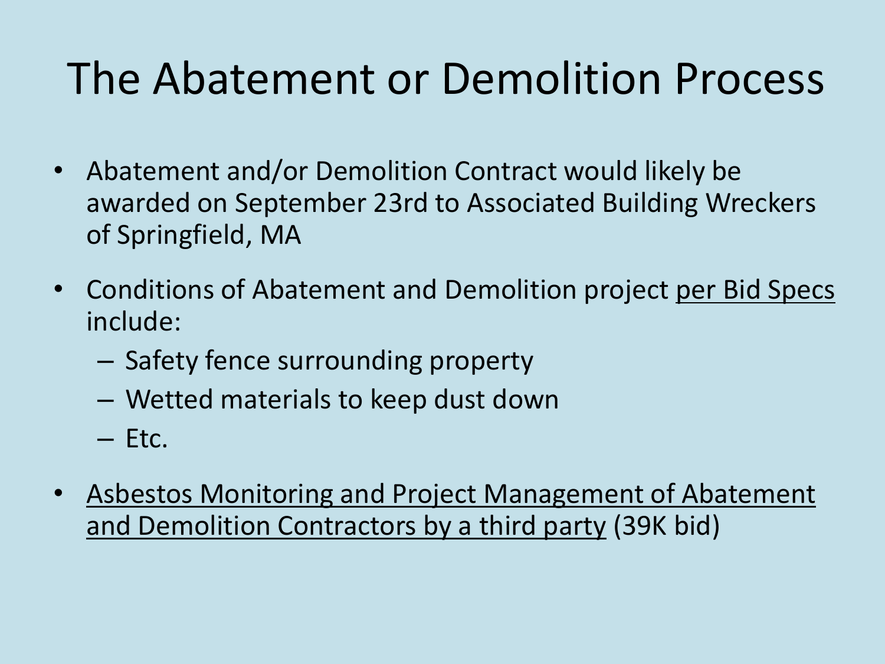# The Abatement or Demolition Process

- Abatement and/or Demolition Contract would likely be awarded on September 23rd to Associated Building Wreckers of Springfield, MA
- Conditions of Abatement and Demolition project <u>per Bid Specs</u> include:
  - Safety fence surrounding property
  - Wetted materials to keep dust down
  - Etc.
- <u>Asbestos Monitoring and Project Management of Abatement and Demolition Contractors by a third party</u> (39K bid)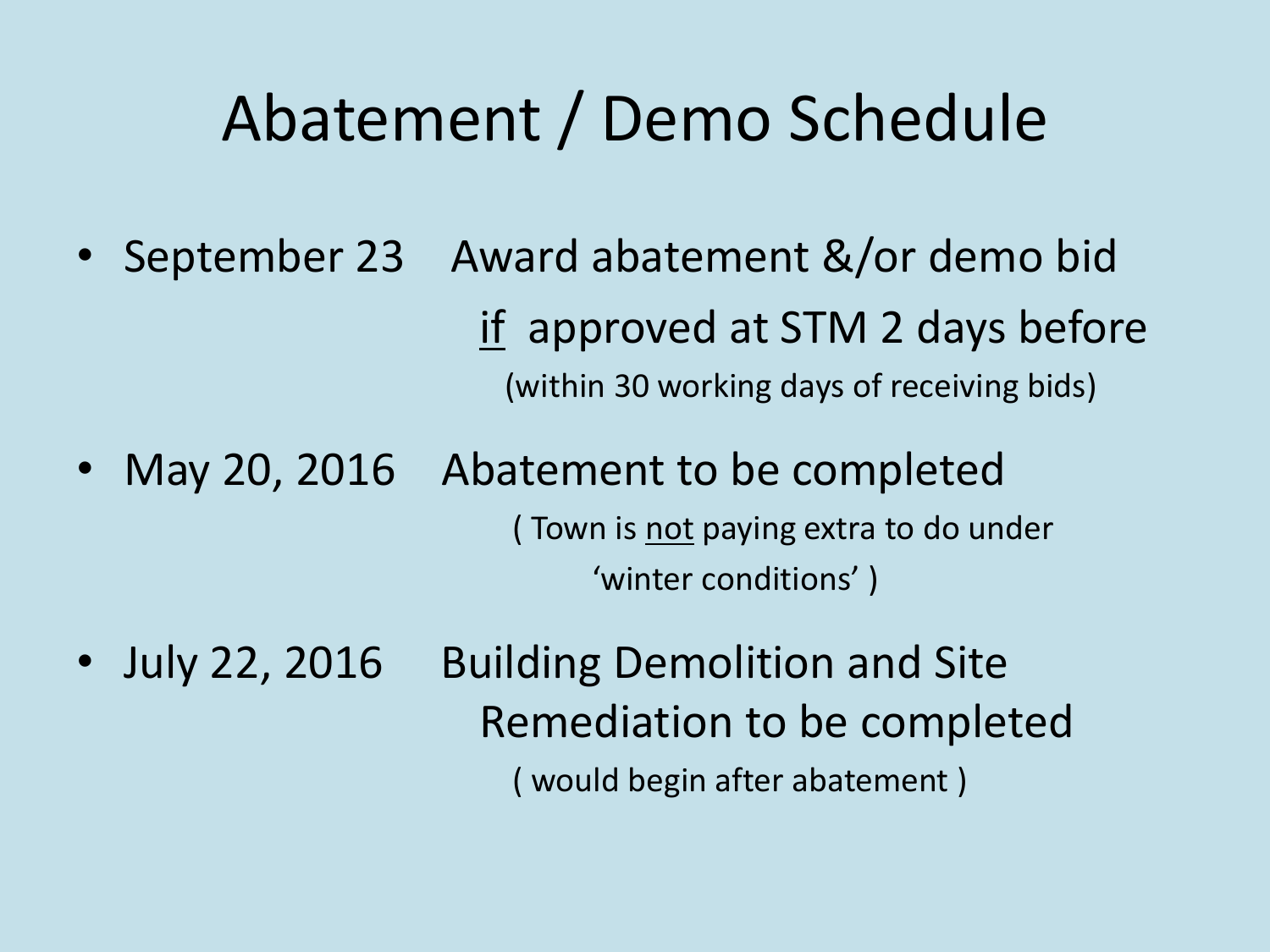# Abatement / Demo Schedule

- September 23 — Award abatement &/or demo bid
  <u>if</u> approved at STM 2 days before
  (within 30 working days of receiving bids)

- May 20, 2016 — Abatement to be completed
  ( Town is <u>not</u> paying extra to do under 'winter conditions' )

- July 22, 2016 — Building Demolition and Site Remediation to be completed
  ( would begin after abatement )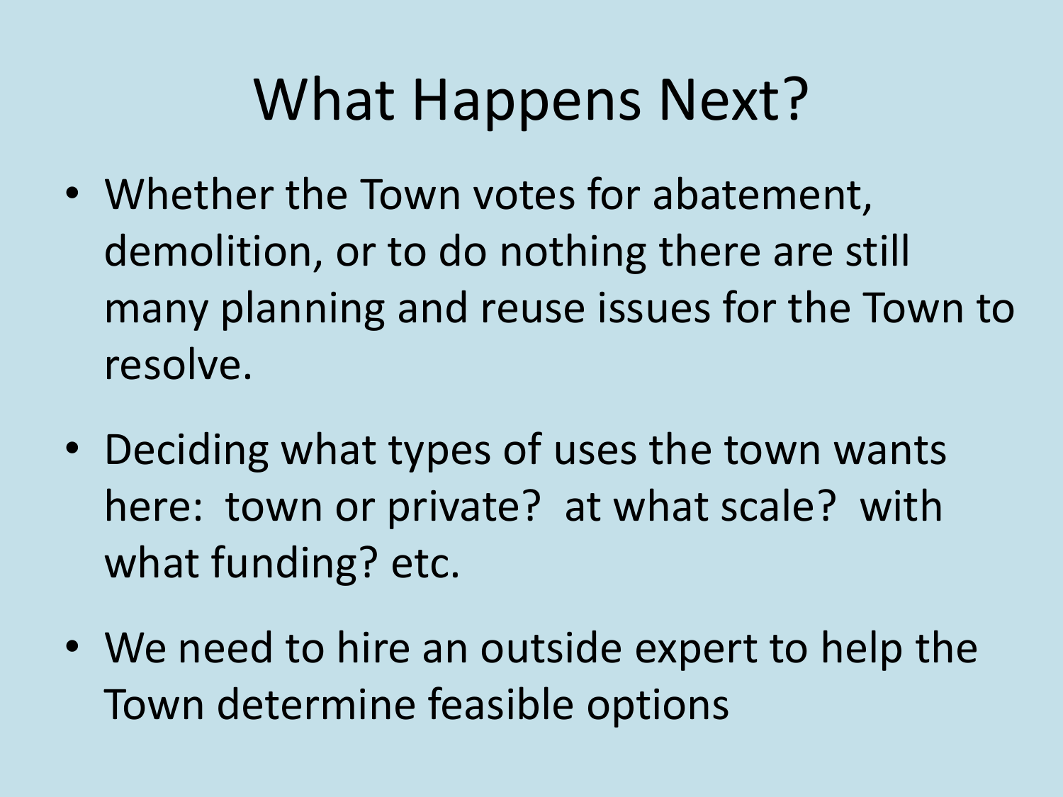# What Happens Next?

- Whether the Town votes for abatement, demolition, or to do nothing there are still many planning and reuse issues for the Town to resolve.
- Deciding what types of uses the town wants here: town or private? at what scale? with what funding? etc.
- We need to hire an outside expert to help the Town determine feasible options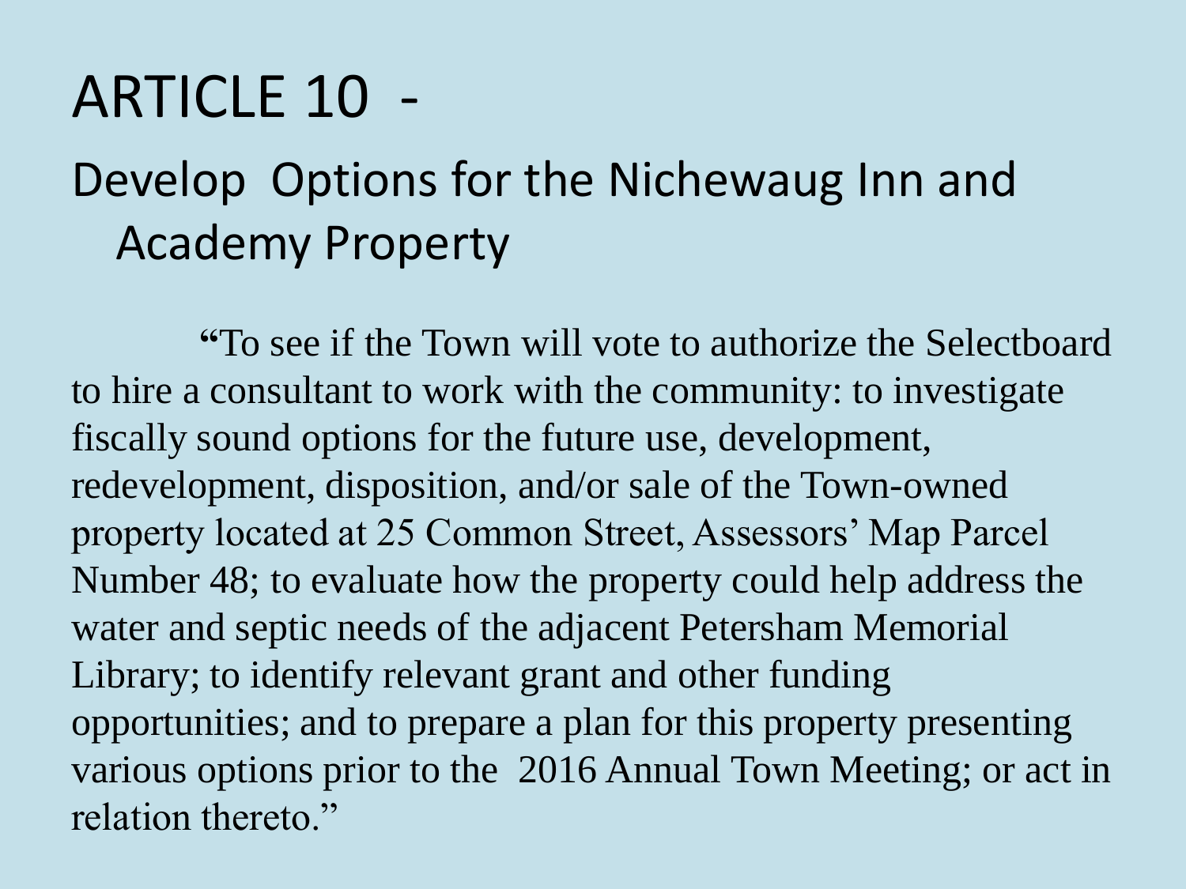# ARTICLE 10 -

## Develop Options for the Nichewaug Inn and Academy Property

"To see if the Town will vote to authorize the Selectboard to hire a consultant to work with the community: to investigate fiscally sound options for the future use, development, redevelopment, disposition, and/or sale of the Town-owned property located at 25 Common Street, Assessors' Map Parcel Number 48; to evaluate how the property could help address the water and septic needs of the adjacent Petersham Memorial Library; to identify relevant grant and other funding opportunities; and to prepare a plan for this property presenting various options prior to the 2016 Annual Town Meeting; or act in relation thereto."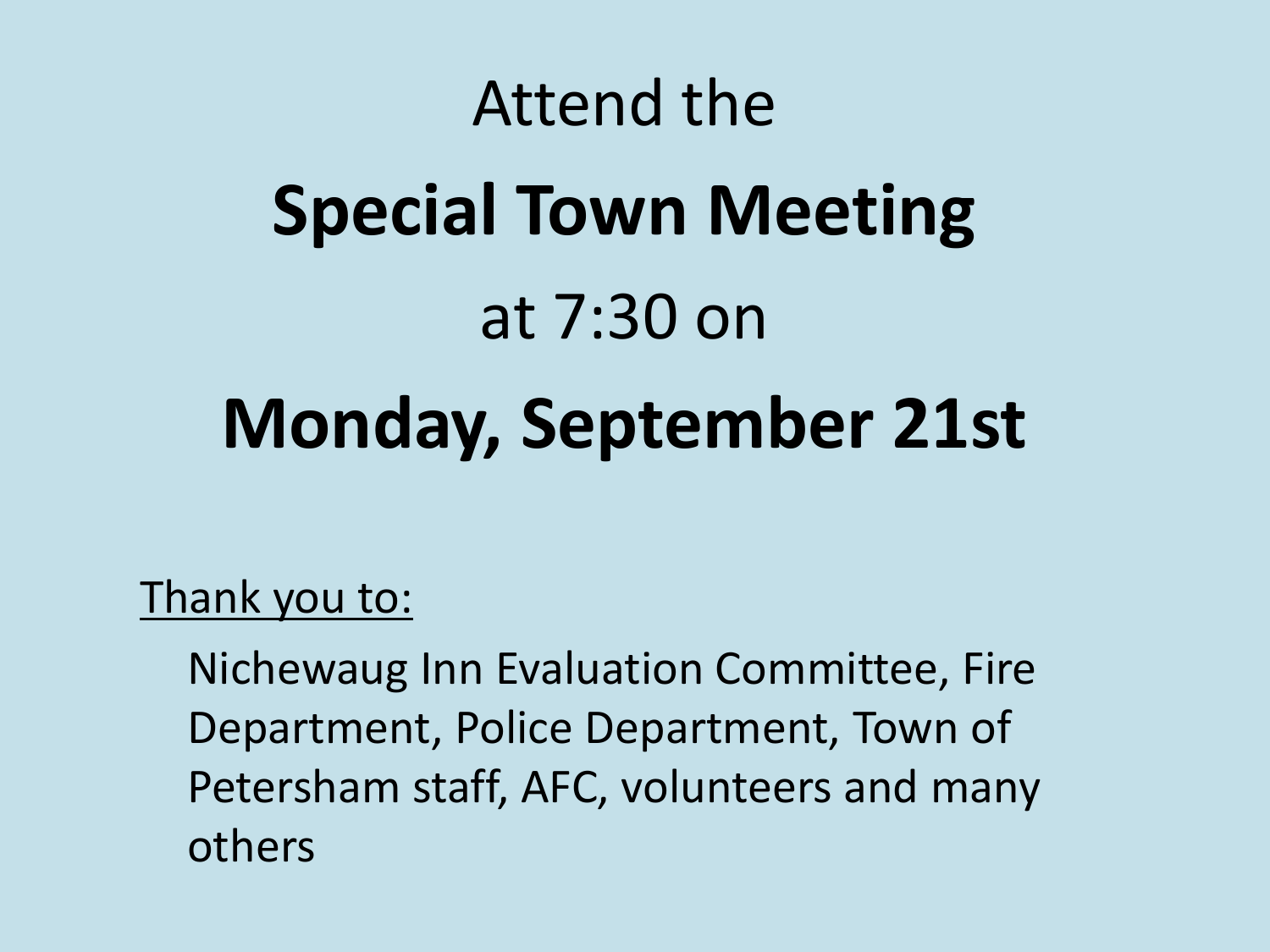Attend the

**Special Town Meeting**

at 7:30 on

**Monday, September 21st**

Thank you to:

Nichewaug Inn Evaluation Committee, Fire Department, Police Department, Town of Petersham staff, AFC, volunteers and many others